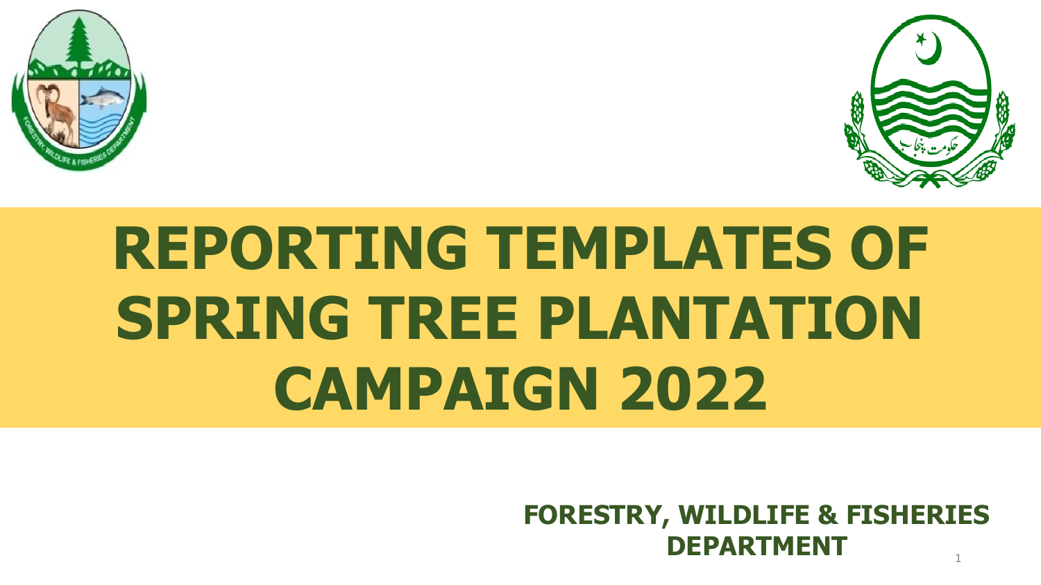# REPORTING TEMPLATES OF SPRING TREE PLANTATION CAMPAIGN 2022

**FORESTRY, WILDLIFE & FISHERIES DEPARTMENT**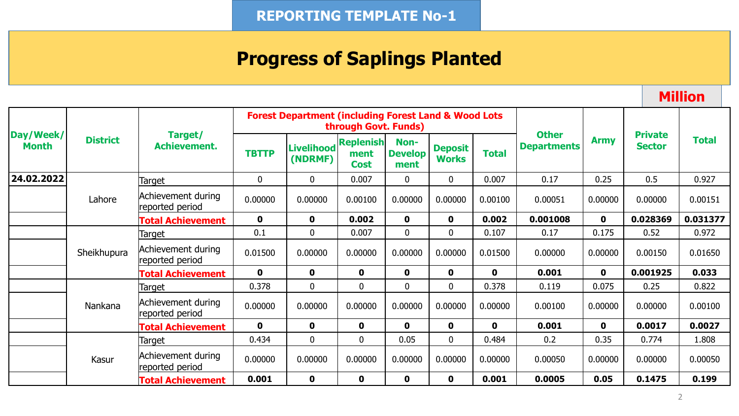**REPORTING TEMPLATE No-1**

# Progress of Saplings Planted

**Million**

| Day/Week/ Month | District | Target/ Achievement. | Forest Department (including Forest Land & Wood Lots through Govt. Funds) | | | | | | Other Departments | Army | Private Sector | Total |
|---|---|---|---|---|---|---|---|---|---|---|---|---|
| | | | TBTTP | Livelihood (NDRMF) | Replenishment Cost | Non-Development | Deposit Works | Total | | | | |
| 24.02.2022 | Lahore | Target | 0 | 0 | 0.007 | 0 | 0 | 0.007 | 0.17 | 0.25 | 0.5 | 0.927 |
| | | Achievement during reported period | 0.00000 | 0.00000 | 0.00100 | 0.00000 | 0.00000 | 0.00100 | 0.00051 | 0.00000 | 0.00000 | 0.00151 |
| | | **Total Achievement** | **0** | **0** | **0.002** | **0** | **0** | **0.002** | **0.001008** | **0** | **0.028369** | **0.031377** |
| | Sheikhupura | Target | 0.1 | 0 | 0.007 | 0 | 0 | 0.107 | 0.17 | 0.175 | 0.52 | 0.972 |
| | | Achievement during reported period | 0.01500 | 0.00000 | 0.00000 | 0.00000 | 0.00000 | 0.01500 | 0.00000 | 0.00000 | 0.00150 | 0.01650 |
| | | **Total Achievement** | **0** | **0** | **0** | **0** | **0** | **0** | **0.001** | **0** | **0.001925** | **0.033** |
| | Nankana | Target | 0.378 | 0 | 0 | 0 | 0 | 0.378 | 0.119 | 0.075 | 0.25 | 0.822 |
| | | Achievement during reported period | 0.00000 | 0.00000 | 0.00000 | 0.00000 | 0.00000 | 0.00000 | 0.00100 | 0.00000 | 0.00000 | 0.00100 |
| | | **Total Achievement** | **0** | **0** | **0** | **0** | **0** | **0** | **0.001** | **0** | **0.0017** | **0.0027** |
| | Kasur | Target | 0.434 | 0 | 0 | 0.05 | 0 | 0.484 | 0.2 | 0.35 | 0.774 | 1.808 |
| | | Achievement during reported period | 0.00000 | 0.00000 | 0.00000 | 0.00000 | 0.00000 | 0.00000 | 0.00050 | 0.00000 | 0.00000 | 0.00050 |
| | | **Total Achievement** | **0.001** | **0** | **0** | **0** | **0** | **0.001** | **0.0005** | **0.05** | **0.1475** | **0.199** |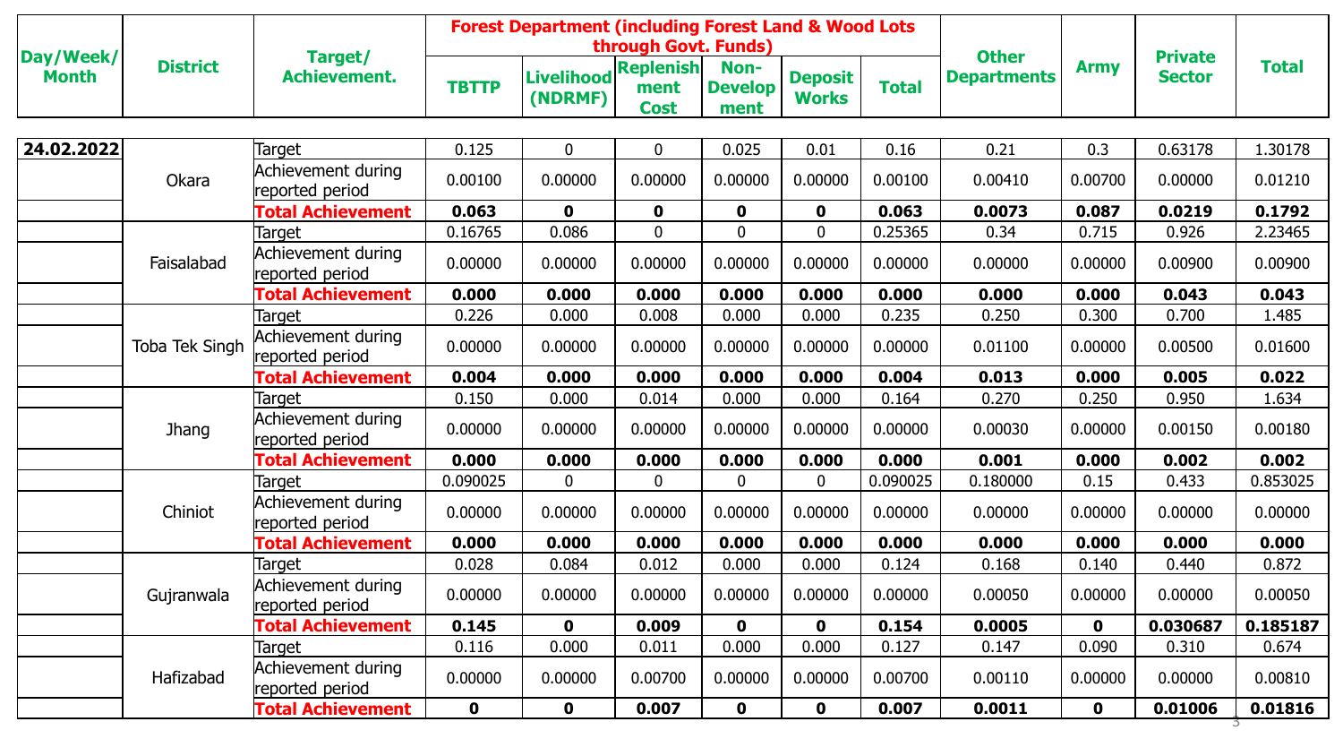| Day/Week/ Month | District | Target/ Achievement. | Forest Department (including Forest Land & Wood Lots through Govt. Funds) | | | | | | Other Departments | Army | Private Sector | Total |
|---|---|---|---|---|---|---|---|---|---|---|---|---|
| | | | TBTTP | Livelihood (NDRMF) | Replenishment Cost | Non-Development | Deposit Works | Total | | | | |
| 24.02.2022 | Okara | Target | 0.125 | 0 | 0 | 0.025 | 0.01 | 0.16 | 0.21 | 0.3 | 0.63178 | 1.30178 |
| | | Achievement during reported period | 0.00100 | 0.00000 | 0.00000 | 0.00000 | 0.00000 | 0.00100 | 0.00410 | 0.00700 | 0.00000 | 0.01210 |
| | | **Total Achievement** | **0.063** | **0** | **0** | **0** | **0** | **0.063** | **0.0073** | **0.087** | **0.0219** | **0.1792** |
| | Faisalabad | Target | 0.16765 | 0.086 | 0 | 0 | 0 | 0.25365 | 0.34 | 0.715 | 0.926 | 2.23465 |
| | | Achievement during reported period | 0.00000 | 0.00000 | 0.00000 | 0.00000 | 0.00000 | 0.00000 | 0.00000 | 0.00000 | 0.00900 | 0.00900 |
| | | **Total Achievement** | **0.000** | **0.000** | **0.000** | **0.000** | **0.000** | **0.000** | **0.000** | **0.000** | **0.043** | **0.043** |
| | Toba Tek Singh | Target | 0.226 | 0.000 | 0.008 | 0.000 | 0.000 | 0.235 | 0.250 | 0.300 | 0.700 | 1.485 |
| | | Achievement during reported period | 0.00000 | 0.00000 | 0.00000 | 0.00000 | 0.00000 | 0.00000 | 0.01100 | 0.00000 | 0.00500 | 0.01600 |
| | | **Total Achievement** | **0.004** | **0.000** | **0.000** | **0.000** | **0.000** | **0.004** | **0.013** | **0.000** | **0.005** | **0.022** |
| | Jhang | Target | 0.150 | 0.000 | 0.014 | 0.000 | 0.000 | 0.164 | 0.270 | 0.250 | 0.950 | 1.634 |
| | | Achievement during reported period | 0.00000 | 0.00000 | 0.00000 | 0.00000 | 0.00000 | 0.00000 | 0.00030 | 0.00000 | 0.00150 | 0.00180 |
| | | **Total Achievement** | **0.000** | **0.000** | **0.000** | **0.000** | **0.000** | **0.000** | **0.001** | **0.000** | **0.002** | **0.002** |
| | Chiniot | Target | 0.090025 | 0 | 0 | 0 | 0 | 0.090025 | 0.180000 | 0.15 | 0.433 | 0.853025 |
| | | Achievement during reported period | 0.00000 | 0.00000 | 0.00000 | 0.00000 | 0.00000 | 0.00000 | 0.00000 | 0.00000 | 0.00000 | 0.00000 |
| | | **Total Achievement** | **0.000** | **0.000** | **0.000** | **0.000** | **0.000** | **0.000** | **0.000** | **0.000** | **0.000** | **0.000** |
| | Gujranwala | Target | 0.028 | 0.084 | 0.012 | 0.000 | 0.000 | 0.124 | 0.168 | 0.140 | 0.440 | 0.872 |
| | | Achievement during reported period | 0.00000 | 0.00000 | 0.00000 | 0.00000 | 0.00000 | 0.00000 | 0.00050 | 0.00000 | 0.00000 | 0.00050 |
| | | **Total Achievement** | **0.145** | **0** | **0.009** | **0** | **0** | **0.154** | **0.0005** | **0** | **0.030687** | **0.185187** |
| | Hafizabad | Target | 0.116 | 0.000 | 0.011 | 0.000 | 0.000 | 0.127 | 0.147 | 0.090 | 0.310 | 0.674 |
| | | Achievement during reported period | 0.00000 | 0.00000 | 0.00700 | 0.00000 | 0.00000 | 0.00700 | 0.00110 | 0.00000 | 0.00000 | 0.00810 |
| | | **Total Achievement** | **0** | **0** | **0.007** | **0** | **0** | **0.007** | **0.0011** | **0** | **0.01006** | **0.01816** |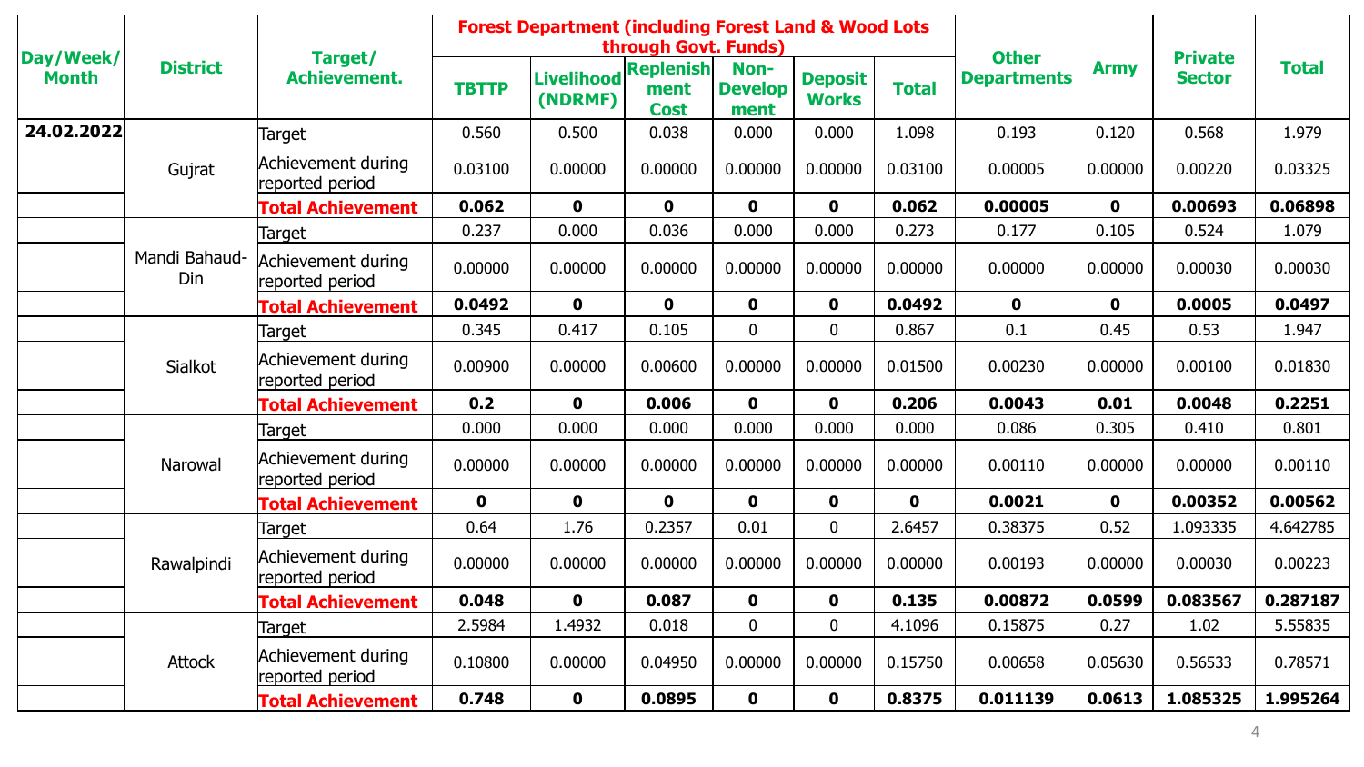| Day/Week/ Month | District | Target/ Achievement. | Forest Department (including Forest Land & Wood Lots through Govt. Funds) | | | | | | Other Departments | Army | Private Sector | Total |
|---|---|---|---|---|---|---|---|---|---|---|---|---|
| | | | TBTTP | Livelihood (NDRMF) | Replenishment Cost | Non-Development | Deposit Works | Total | | | | |
| 24.02.2022 | Gujrat | Target | 0.560 | 0.500 | 0.038 | 0.000 | 0.000 | 1.098 | 0.193 | 0.120 | 0.568 | 1.979 |
| | | Achievement during reported period | 0.03100 | 0.00000 | 0.00000 | 0.00000 | 0.00000 | 0.03100 | 0.00005 | 0.00000 | 0.00220 | 0.03325 |
| | | **Total Achievement** | **0.062** | **0** | **0** | **0** | **0** | **0.062** | **0.00005** | **0** | **0.00693** | **0.06898** |
| | Mandi Bahaud-Din | Target | 0.237 | 0.000 | 0.036 | 0.000 | 0.000 | 0.273 | 0.177 | 0.105 | 0.524 | 1.079 |
| | | Achievement during reported period | 0.00000 | 0.00000 | 0.00000 | 0.00000 | 0.00000 | 0.00000 | 0.00000 | 0.00000 | 0.00030 | 0.00030 |
| | | **Total Achievement** | **0.0492** | **0** | **0** | **0** | **0** | **0.0492** | **0** | **0** | **0.0005** | **0.0497** |
| | Sialkot | Target | 0.345 | 0.417 | 0.105 | 0 | 0 | 0.867 | 0.1 | 0.45 | 0.53 | 1.947 |
| | | Achievement during reported period | 0.00900 | 0.00000 | 0.00600 | 0.00000 | 0.00000 | 0.01500 | 0.00230 | 0.00000 | 0.00100 | 0.01830 |
| | | **Total Achievement** | **0.2** | **0** | **0.006** | **0** | **0** | **0.206** | **0.0043** | **0.01** | **0.0048** | **0.2251** |
| | Narowal | Target | 0.000 | 0.000 | 0.000 | 0.000 | 0.000 | 0.000 | 0.086 | 0.305 | 0.410 | 0.801 |
| | | Achievement during reported period | 0.00000 | 0.00000 | 0.00000 | 0.00000 | 0.00000 | 0.00000 | 0.00110 | 0.00000 | 0.00000 | 0.00110 |
| | | **Total Achievement** | **0** | **0** | **0** | **0** | **0** | **0** | **0.0021** | **0** | **0.00352** | **0.00562** |
| | Rawalpindi | Target | 0.64 | 1.76 | 0.2357 | 0.01 | 0 | 2.6457 | 0.38375 | 0.52 | 1.093335 | 4.642785 |
| | | Achievement during reported period | 0.00000 | 0.00000 | 0.00000 | 0.00000 | 0.00000 | 0.00000 | 0.00193 | 0.00000 | 0.00030 | 0.00223 |
| | | **Total Achievement** | **0.048** | **0** | **0.087** | **0** | **0** | **0.135** | **0.00872** | **0.0599** | **0.083567** | **0.287187** |
| | Attock | Target | 2.5984 | 1.4932 | 0.018 | 0 | 0 | 4.1096 | 0.15875 | 0.27 | 1.02 | 5.55835 |
| | | Achievement during reported period | 0.10800 | 0.00000 | 0.04950 | 0.00000 | 0.00000 | 0.15750 | 0.00658 | 0.05630 | 0.56533 | 0.78571 |
| | | **Total Achievement** | **0.748** | **0** | **0.0895** | **0** | **0** | **0.8375** | **0.011139** | **0.0613** | **1.085325** | **1.995264** |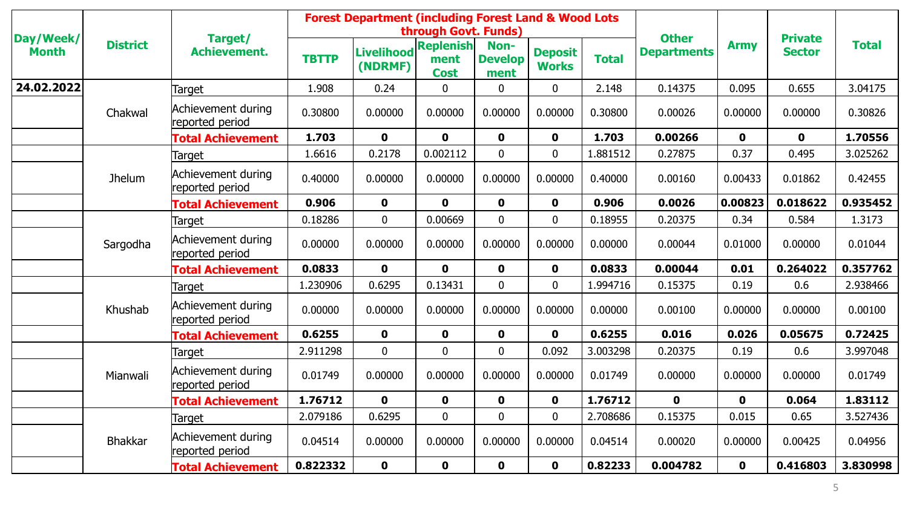| Day/Week/Month | District | Target/ Achievement. | Forest Department (including Forest Land & Wood Lots through Govt. Funds) | | | | | | Other Departments | Army | Private Sector | Total |
|---|---|---|---|---|---|---|---|---|---|---|---|---|
| | | | TBTTP | Livelihood (NDRMF) | Replenishment Cost | Non-Development | Deposit Works | Total | | | | |
| 24.02.2022 | Chakwal | Target | 1.908 | 0.24 | 0 | 0 | 0 | 2.148 | 0.14375 | 0.095 | 0.655 | 3.04175 |
| | | Achievement during reported period | 0.30800 | 0.00000 | 0.00000 | 0.00000 | 0.00000 | 0.30800 | 0.00026 | 0.00000 | 0.00000 | 0.30826 |
| | | **Total Achievement** | **1.703** | **0** | **0** | **0** | **0** | **1.703** | **0.00266** | **0** | **0** | **1.70556** |
| | Jhelum | Target | 1.6616 | 0.2178 | 0.002112 | 0 | 0 | 1.881512 | 0.27875 | 0.37 | 0.495 | 3.025262 |
| | | Achievement during reported period | 0.40000 | 0.00000 | 0.00000 | 0.00000 | 0.00000 | 0.40000 | 0.00160 | 0.00433 | 0.01862 | 0.42455 |
| | | **Total Achievement** | **0.906** | **0** | **0** | **0** | **0** | **0.906** | **0.0026** | **0.00823** | **0.018622** | **0.935452** |
| | Sargodha | Target | 0.18286 | 0 | 0.00669 | 0 | 0 | 0.18955 | 0.20375 | 0.34 | 0.584 | 1.3173 |
| | | Achievement during reported period | 0.00000 | 0.00000 | 0.00000 | 0.00000 | 0.00000 | 0.00000 | 0.00044 | 0.01000 | 0.00000 | 0.01044 |
| | | **Total Achievement** | **0.0833** | **0** | **0** | **0** | **0** | **0.0833** | **0.00044** | **0.01** | **0.264022** | **0.357762** |
| | Khushab | Target | 1.230906 | 0.6295 | 0.13431 | 0 | 0 | 1.994716 | 0.15375 | 0.19 | 0.6 | 2.938466 |
| | | Achievement during reported period | 0.00000 | 0.00000 | 0.00000 | 0.00000 | 0.00000 | 0.00000 | 0.00100 | 0.00000 | 0.00000 | 0.00100 |
| | | **Total Achievement** | **0.6255** | **0** | **0** | **0** | **0** | **0.6255** | **0.016** | **0.026** | **0.05675** | **0.72425** |
| | Mianwali | Target | 2.911298 | 0 | 0 | 0 | 0.092 | 3.003298 | 0.20375 | 0.19 | 0.6 | 3.997048 |
| | | Achievement during reported period | 0.01749 | 0.00000 | 0.00000 | 0.00000 | 0.00000 | 0.01749 | 0.00000 | 0.00000 | 0.00000 | 0.01749 |
| | | **Total Achievement** | **1.76712** | **0** | **0** | **0** | **0** | **1.76712** | **0** | **0** | **0.064** | **1.83112** |
| | Bhakkar | Target | 2.079186 | 0.6295 | 0 | 0 | 0 | 2.708686 | 0.15375 | 0.015 | 0.65 | 3.527436 |
| | | Achievement during reported period | 0.04514 | 0.00000 | 0.00000 | 0.00000 | 0.00000 | 0.04514 | 0.00020 | 0.00000 | 0.00425 | 0.04956 |
| | | **Total Achievement** | **0.822332** | **0** | **0** | **0** | **0** | **0.82233** | **0.004782** | **0** | **0.416803** | **3.830998** |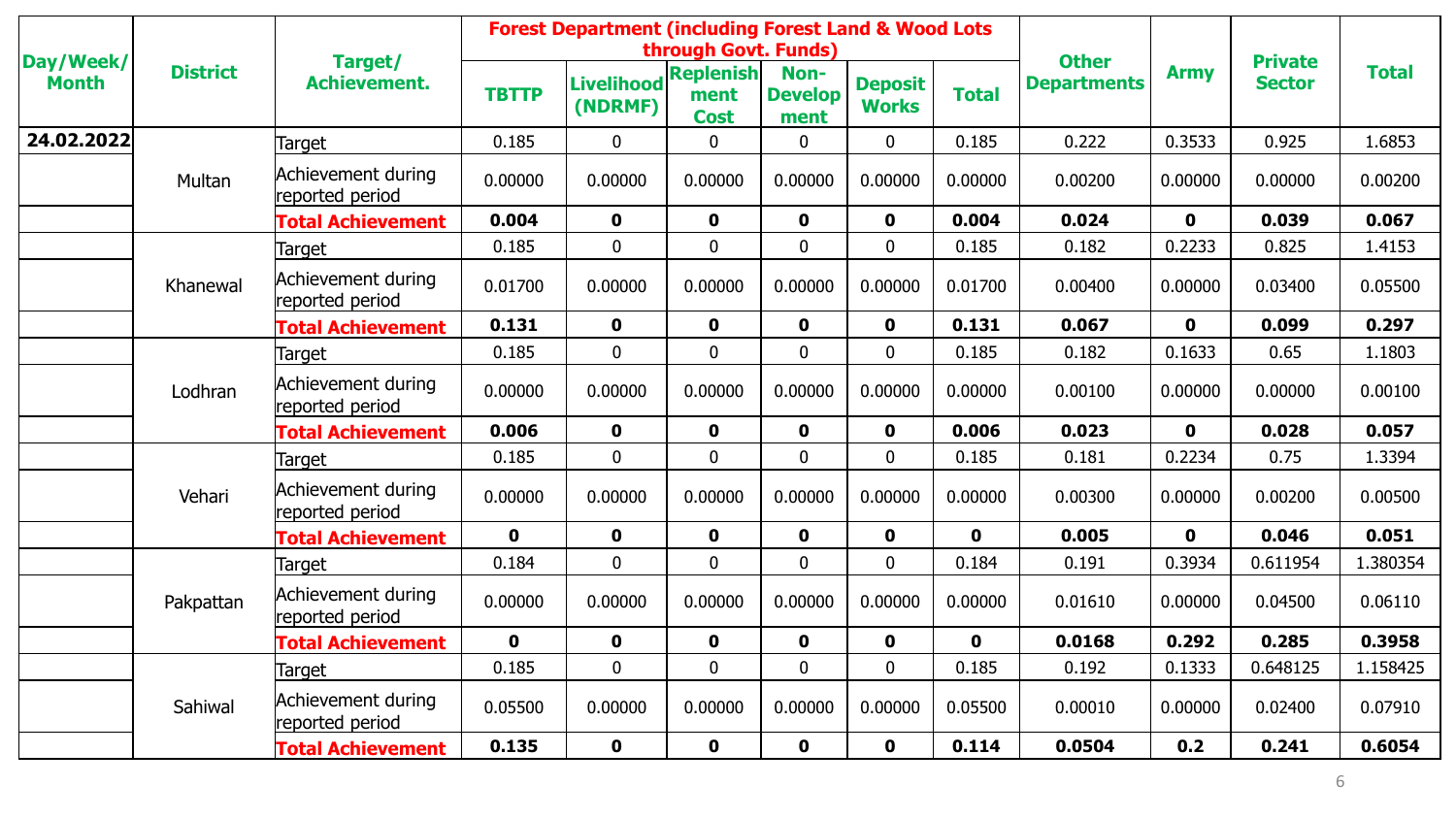| Day/Week/ Month | District | Target/ Achievement. | Forest Department (including Forest Land & Wood Lots through Govt. Funds) | | | | | | Other Departments | Army | Private Sector | Total |
|---|---|---|---|---|---|---|---|---|---|---|---|---|
| | | | TBTTP | Livelihood (NDRMF) | Replenishment Cost | Non-Development | Deposit Works | Total | | | | |
| 24.02.2022 | Multan | Target | 0.185 | 0 | 0 | 0 | 0 | 0.185 | 0.222 | 0.3533 | 0.925 | 1.6853 |
| | | Achievement during reported period | 0.00000 | 0.00000 | 0.00000 | 0.00000 | 0.00000 | 0.00000 | 0.00200 | 0.00000 | 0.00000 | 0.00200 |
| | | **Total Achievement** | **0.004** | **0** | **0** | **0** | **0** | **0.004** | **0.024** | **0** | **0.039** | **0.067** |
| | Khanewal | Target | 0.185 | 0 | 0 | 0 | 0 | 0.185 | 0.182 | 0.2233 | 0.825 | 1.4153 |
| | | Achievement during reported period | 0.01700 | 0.00000 | 0.00000 | 0.00000 | 0.00000 | 0.01700 | 0.00400 | 0.00000 | 0.03400 | 0.05500 |
| | | **Total Achievement** | **0.131** | **0** | **0** | **0** | **0** | **0.131** | **0.067** | **0** | **0.099** | **0.297** |
| | Lodhran | Target | 0.185 | 0 | 0 | 0 | 0 | 0.185 | 0.182 | 0.1633 | 0.65 | 1.1803 |
| | | Achievement during reported period | 0.00000 | 0.00000 | 0.00000 | 0.00000 | 0.00000 | 0.00000 | 0.00100 | 0.00000 | 0.00000 | 0.00100 |
| | | **Total Achievement** | **0.006** | **0** | **0** | **0** | **0** | **0.006** | **0.023** | **0** | **0.028** | **0.057** |
| | Vehari | Target | 0.185 | 0 | 0 | 0 | 0 | 0.185 | 0.181 | 0.2234 | 0.75 | 1.3394 |
| | | Achievement during reported period | 0.00000 | 0.00000 | 0.00000 | 0.00000 | 0.00000 | 0.00000 | 0.00300 | 0.00000 | 0.00200 | 0.00500 |
| | | **Total Achievement** | **0** | **0** | **0** | **0** | **0** | **0** | **0.005** | **0** | **0.046** | **0.051** |
| | Pakpattan | Target | 0.184 | 0 | 0 | 0 | 0 | 0.184 | 0.191 | 0.3934 | 0.611954 | 1.380354 |
| | | Achievement during reported period | 0.00000 | 0.00000 | 0.00000 | 0.00000 | 0.00000 | 0.00000 | 0.01610 | 0.00000 | 0.04500 | 0.06110 |
| | | **Total Achievement** | **0** | **0** | **0** | **0** | **0** | **0** | **0.0168** | **0.292** | **0.285** | **0.3958** |
| | Sahiwal | Target | 0.185 | 0 | 0 | 0 | 0 | 0.185 | 0.192 | 0.1333 | 0.648125 | 1.158425 |
| | | Achievement during reported period | 0.05500 | 0.00000 | 0.00000 | 0.00000 | 0.00000 | 0.05500 | 0.00010 | 0.00000 | 0.02400 | 0.07910 |
| | | **Total Achievement** | **0.135** | **0** | **0** | **0** | **0** | **0.114** | **0.0504** | **0.2** | **0.241** | **0.6054** |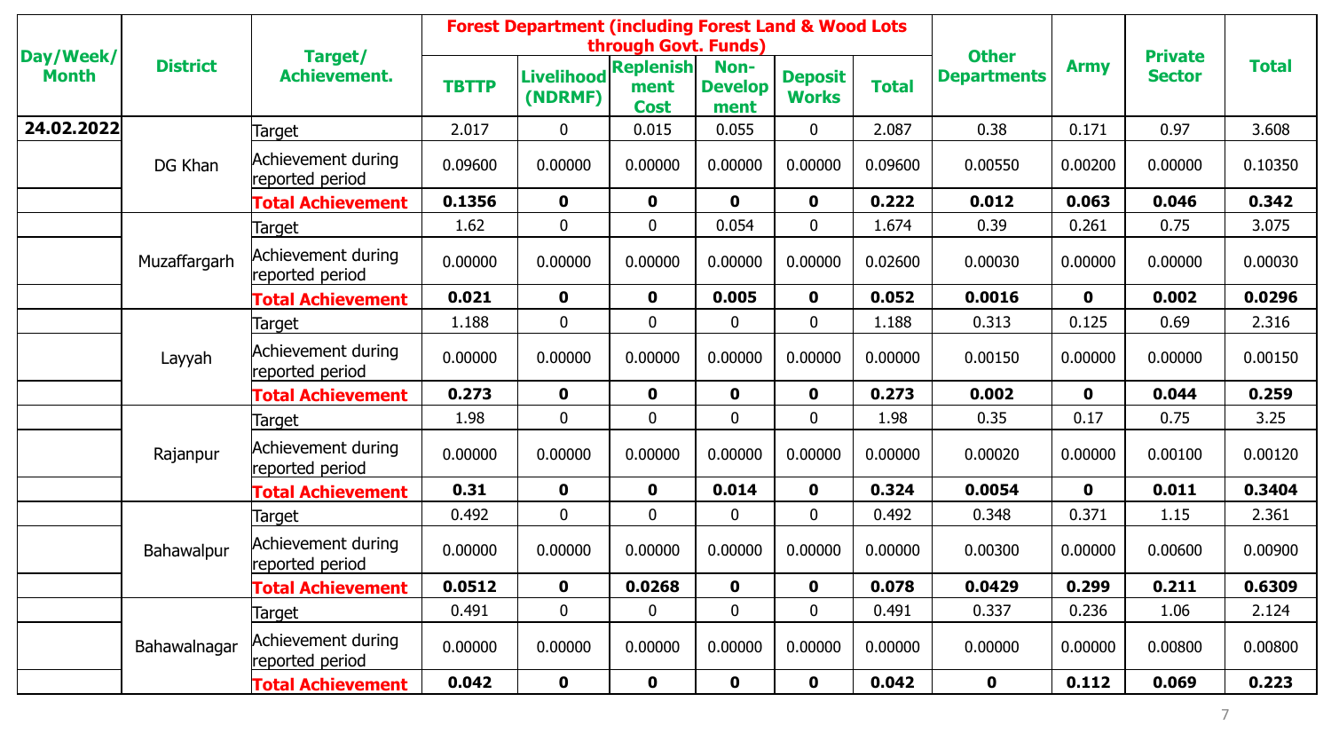| Day/Week/ Month | District | Target/ Achievement. | Forest Department (including Forest Land & Wood Lots through Govt. Funds) | | | | | | Other Departments | Army | Private Sector | Total |
|---|---|---|---|---|---|---|---|---|---|---|---|---|
| | | | TBTTP | Livelihood (NDRMF) | Replenishment Cost | Non-Development | Deposit Works | Total | | | | |
| 24.02.2022 | DG Khan | Target | 2.017 | 0 | 0.015 | 0.055 | 0 | 2.087 | 0.38 | 0.171 | 0.97 | 3.608 |
| | | Achievement during reported period | 0.09600 | 0.00000 | 0.00000 | 0.00000 | 0.00000 | 0.09600 | 0.00550 | 0.00200 | 0.00000 | 0.10350 |
| | | **Total Achievement** | **0.1356** | **0** | **0** | **0** | **0** | **0.222** | **0.012** | **0.063** | **0.046** | **0.342** |
| | Muzaffargarh | Target | 1.62 | 0 | 0 | 0.054 | 0 | 1.674 | 0.39 | 0.261 | 0.75 | 3.075 |
| | | Achievement during reported period | 0.00000 | 0.00000 | 0.00000 | 0.00000 | 0.00000 | 0.02600 | 0.00030 | 0.00000 | 0.00000 | 0.00030 |
| | | **Total Achievement** | **0.021** | **0** | **0** | **0.005** | **0** | **0.052** | **0.0016** | **0** | **0.002** | **0.0296** |
| | Layyah | Target | 1.188 | 0 | 0 | 0 | 0 | 1.188 | 0.313 | 0.125 | 0.69 | 2.316 |
| | | Achievement during reported period | 0.00000 | 0.00000 | 0.00000 | 0.00000 | 0.00000 | 0.00000 | 0.00150 | 0.00000 | 0.00000 | 0.00150 |
| | | **Total Achievement** | **0.273** | **0** | **0** | **0** | **0** | **0.273** | **0.002** | **0** | **0.044** | **0.259** |
| | Rajanpur | Target | 1.98 | 0 | 0 | 0 | 0 | 1.98 | 0.35 | 0.17 | 0.75 | 3.25 |
| | | Achievement during reported period | 0.00000 | 0.00000 | 0.00000 | 0.00000 | 0.00000 | 0.00000 | 0.00020 | 0.00000 | 0.00100 | 0.00120 |
| | | **Total Achievement** | **0.31** | **0** | **0** | **0.014** | **0** | **0.324** | **0.0054** | **0** | **0.011** | **0.3404** |
| | Bahawalpur | Target | 0.492 | 0 | 0 | 0 | 0 | 0.492 | 0.348 | 0.371 | 1.15 | 2.361 |
| | | Achievement during reported period | 0.00000 | 0.00000 | 0.00000 | 0.00000 | 0.00000 | 0.00000 | 0.00300 | 0.00000 | 0.00600 | 0.00900 |
| | | **Total Achievement** | **0.0512** | **0** | **0.0268** | **0** | **0** | **0.078** | **0.0429** | **0.299** | **0.211** | **0.6309** |
| | Bahawalnagar | Target | 0.491 | 0 | 0 | 0 | 0 | 0.491 | 0.337 | 0.236 | 1.06 | 2.124 |
| | | Achievement during reported period | 0.00000 | 0.00000 | 0.00000 | 0.00000 | 0.00000 | 0.00000 | 0.00000 | 0.00000 | 0.00800 | 0.00800 |
| | | **Total Achievement** | **0.042** | **0** | **0** | **0** | **0** | **0.042** | **0** | **0.112** | **0.069** | **0.223** |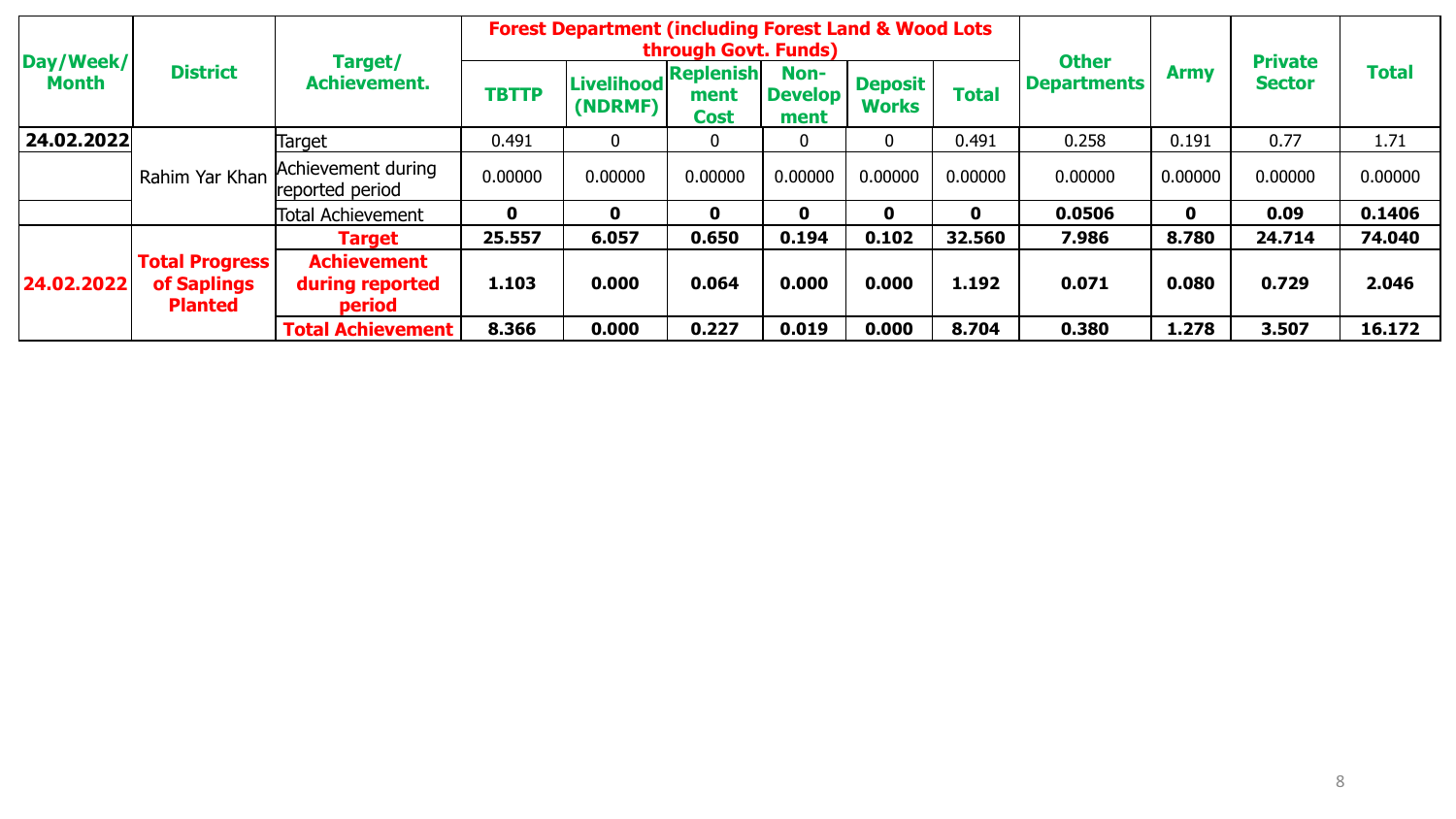| Day/Week/ Month | District | Target/ Achievement. | Forest Department (including Forest Land & Wood Lots through Govt. Funds) | | | | | | Other Departments | Army | Private Sector | Total |
|---|---|---|---|---|---|---|---|---|---|---|---|---|
| | | | TBTTP | Livelihood (NDRMF) | Replenishment Cost | Non-Development | Deposit Works | Total | | | | |
| 24.02.2022 | Rahim Yar Khan | Target | 0.491 | 0 | 0 | 0 | 0 | 0.491 | 0.258 | 0.191 | 0.77 | 1.71 |
| | | Achievement during reported period | 0.00000 | 0.00000 | 0.00000 | 0.00000 | 0.00000 | 0.00000 | 0.00000 | 0.00000 | 0.00000 | 0.00000 |
| | | Total Achievement | **0** | **0** | **0** | **0** | **0** | **0** | **0.0506** | **0** | **0.09** | **0.1406** |
| **24.02.2022** | **Total Progress of Saplings Planted** | **Target** | **25.557** | **6.057** | **0.650** | **0.194** | **0.102** | **32.560** | **7.986** | **8.780** | **24.714** | **74.040** |
| | | **Achievement during reported period** | **1.103** | **0.000** | **0.064** | **0.000** | **0.000** | **1.192** | **0.071** | **0.080** | **0.729** | **2.046** |
| | | **Total Achievement** | **8.366** | **0.000** | **0.227** | **0.019** | **0.000** | **8.704** | **0.380** | **1.278** | **3.507** | **16.172** |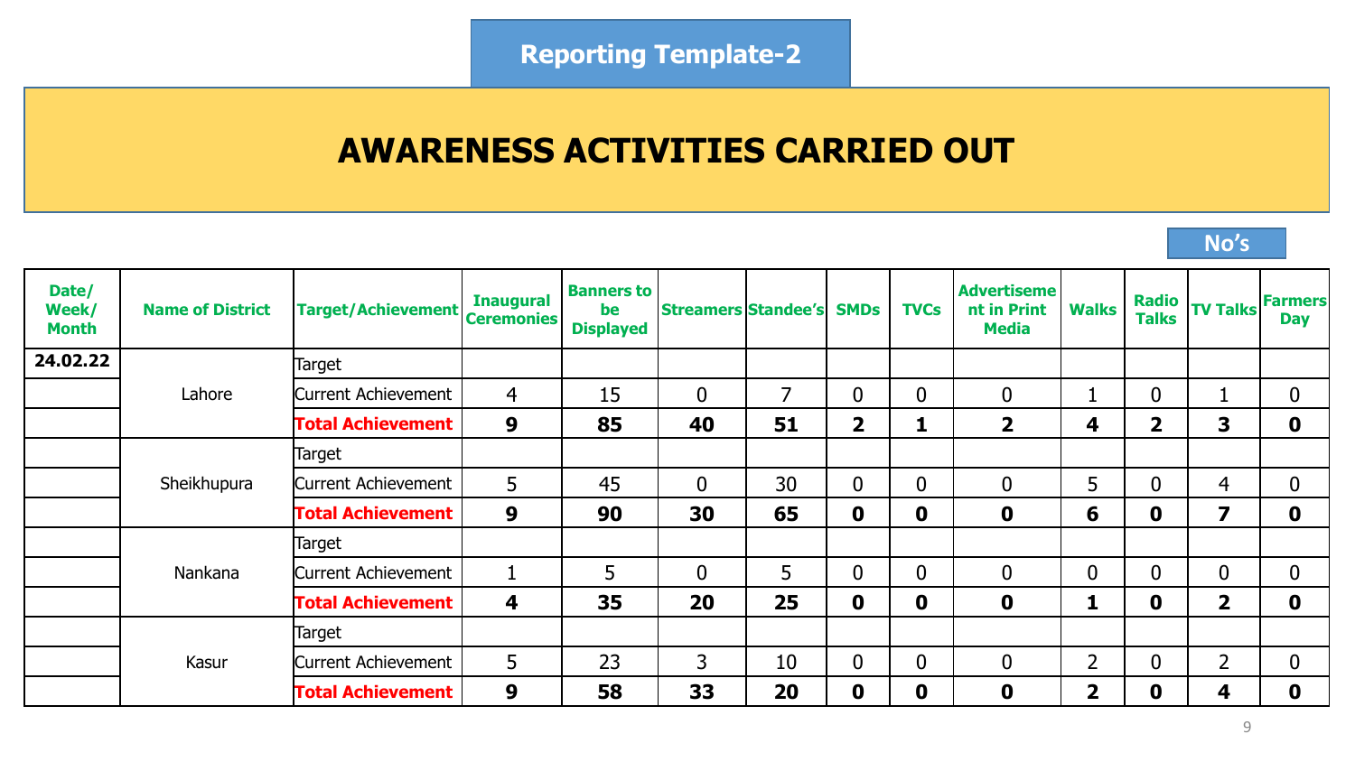Reporting Template-2

# AWARENESS ACTIVITIES CARRIED OUT

No’s

| Date/ Week/ Month | Name of District | Target/Achievement | Inaugural Ceremonies | Banners to be Displayed | Streamers | Standee’s | SMDs | TVCs | Advertisement in Print Media | Walks | Radio Talks | TV Talks | Farmers Day |
|---|---|---|---|---|---|---|---|---|---|---|---|---|---|
| **24.02.22** | Lahore | Target | | | | | | | | | | | |
| | | Current Achievement | 4 | 15 | 0 | 7 | 0 | 0 | 0 | 1 | 0 | 1 | 0 |
| | | **Total Achievement** | **9** | **85** | **40** | **51** | **2** | **1** | **2** | **4** | **2** | **3** | **0** |
| | Sheikhupura | Target | | | | | | | | | | | |
| | | Current Achievement | 5 | 45 | 0 | 30 | 0 | 0 | 0 | 5 | 0 | 4 | 0 |
| | | **Total Achievement** | **9** | **90** | **30** | **65** | **0** | **0** | **0** | **6** | **0** | **7** | **0** |
| | Nankana | Target | | | | | | | | | | | |
| | | Current Achievement | 1 | 5 | 0 | 5 | 0 | 0 | 0 | 0 | 0 | 0 | 0 |
| | | **Total Achievement** | **4** | **35** | **20** | **25** | **0** | **0** | **0** | **1** | **0** | **2** | **0** |
| | Kasur | Target | | | | | | | | | | | |
| | | Current Achievement | 5 | 23 | 3 | 10 | 0 | 0 | 0 | 2 | 0 | 2 | 0 |
| | | **Total Achievement** | **9** | **58** | **33** | **20** | **0** | **0** | **0** | **2** | **0** | **4** | **0** |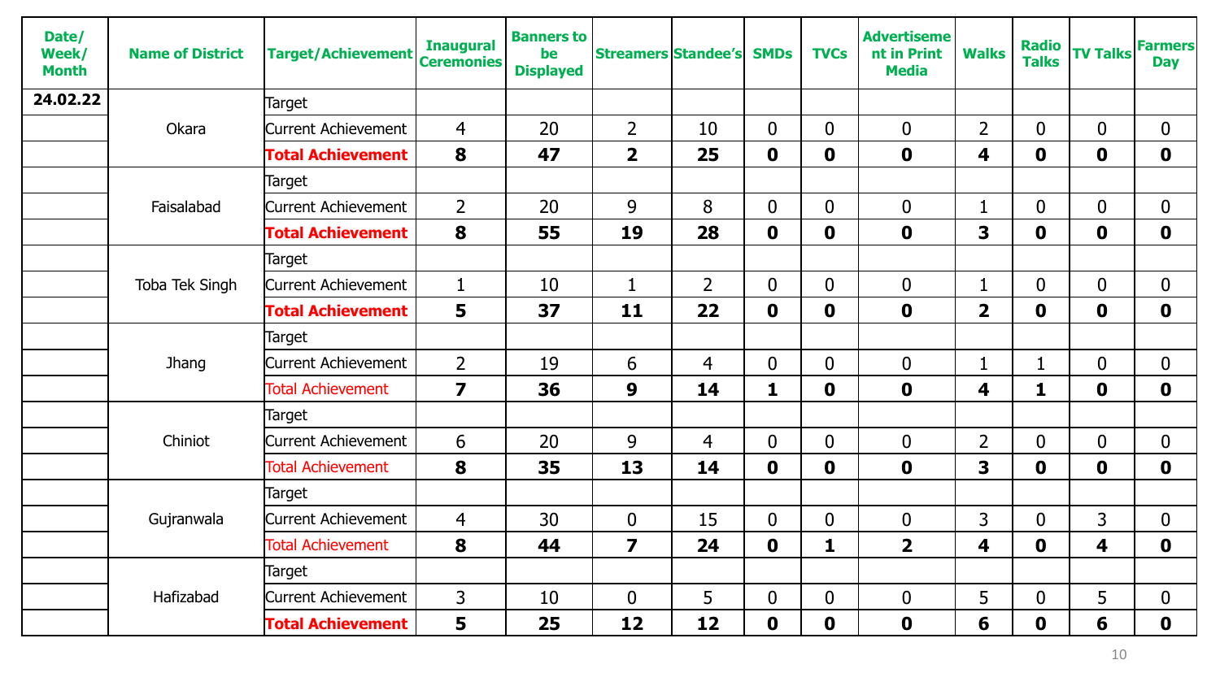| Date/ Week/ Month | Name of District | Target/Achievement | Inaugural Ceremonies | Banners to be Displayed | Streamers | Standee's | SMDs | TVCs | Advertisement in Print Media | Walks | Radio Talks | TV Talks | Farmers Day |
|---|---|---|---|---|---|---|---|---|---|---|---|---|---|
| 24.02.22 | Okara | Target | | | | | | | | | | | |
| | | Current Achievement | 4 | 20 | 2 | 10 | 0 | 0 | 0 | 2 | 0 | 0 | 0 |
| | | **Total Achievement** | **8** | **47** | **2** | **25** | **0** | **0** | **0** | **4** | **0** | **0** | **0** |
| | Faisalabad | Target | | | | | | | | | | | |
| | | Current Achievement | 2 | 20 | 9 | 8 | 0 | 0 | 0 | 1 | 0 | 0 | 0 |
| | | **Total Achievement** | **8** | **55** | **19** | **28** | **0** | **0** | **0** | **3** | **0** | **0** | **0** |
| | Toba Tek Singh | Target | | | | | | | | | | | |
| | | Current Achievement | 1 | 10 | 1 | 2 | 0 | 0 | 0 | 1 | 0 | 0 | 0 |
| | | **Total Achievement** | **5** | **37** | **11** | **22** | **0** | **0** | **0** | **2** | **0** | **0** | **0** |
| | Jhang | Target | | | | | | | | | | | |
| | | Current Achievement | 2 | 19 | 6 | 4 | 0 | 0 | 0 | 1 | 1 | 0 | 0 |
| | | Total Achievement | **7** | **36** | **9** | **14** | **1** | **0** | **0** | **4** | **1** | **0** | **0** |
| | Chiniot | Target | | | | | | | | | | | |
| | | Current Achievement | 6 | 20 | 9 | 4 | 0 | 0 | 0 | 2 | 0 | 0 | 0 |
| | | Total Achievement | **8** | **35** | **13** | **14** | **0** | **0** | **0** | **3** | **0** | **0** | **0** |
| | Gujranwala | Target | | | | | | | | | | | |
| | | Current Achievement | 4 | 30 | 0 | 15 | 0 | 0 | 0 | 3 | 0 | 3 | 0 |
| | | Total Achievement | **8** | **44** | **7** | **24** | **0** | **1** | **2** | **4** | **0** | **4** | **0** |
| | Hafizabad | Target | | | | | | | | | | | |
| | | Current Achievement | 3 | 10 | 0 | 5 | 0 | 0 | 0 | 5 | 0 | 5 | 0 |
| | | **Total Achievement** | **5** | **25** | **12** | **12** | **0** | **0** | **0** | **6** | **0** | **6** | **0** |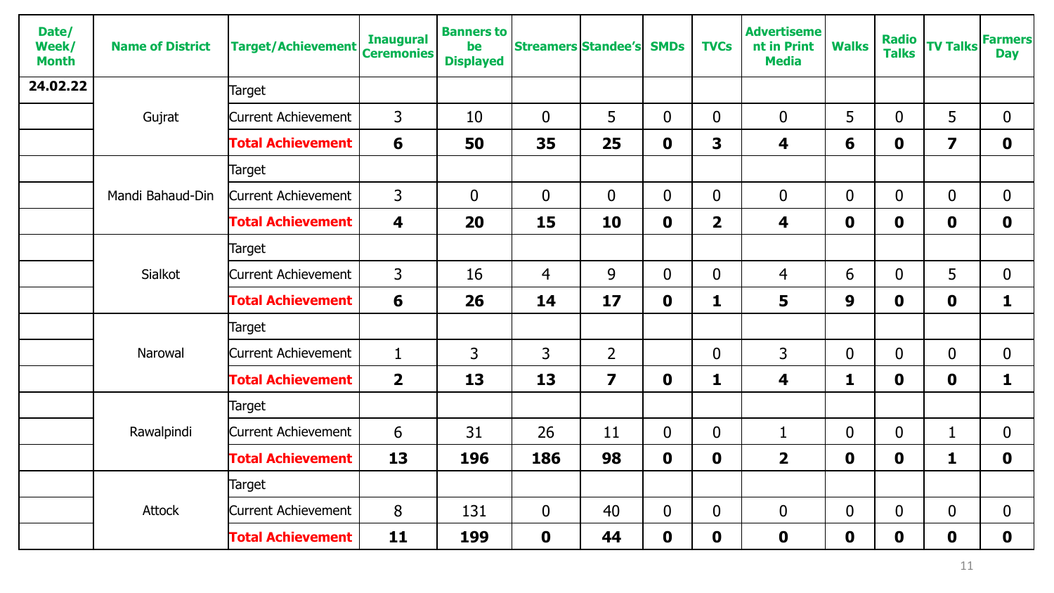| Date/ Week/ Month | Name of District | Target/Achievement | Inaugural Ceremonies | Banners to be Displayed | Streamers | Standee's | SMDs | TVCs | Advertisement in Print Media | Walks | Radio Talks | TV Talks | Farmers Day |
|---|---|---|---|---|---|---|---|---|---|---|---|---|---|
| **24.02.22** | Gujrat | Target | | | | | | | | | | | |
| | | Current Achievement | 3 | 10 | 0 | 5 | 0 | 0 | 0 | 5 | 0 | 5 | 0 |
| | | **Total Achievement** | **6** | **50** | **35** | **25** | **0** | **3** | **4** | **6** | **0** | **7** | **0** |
| | Mandi Bahaud-Din | Target | | | | | | | | | | | |
| | | Current Achievement | 3 | 0 | 0 | 0 | 0 | 0 | 0 | 0 | 0 | 0 | 0 |
| | | **Total Achievement** | **4** | **20** | **15** | **10** | **0** | **2** | **4** | **0** | **0** | **0** | **0** |
| | Sialkot | Target | | | | | | | | | | | |
| | | Current Achievement | 3 | 16 | 4 | 9 | 0 | 0 | 4 | 6 | 0 | 5 | 0 |
| | | **Total Achievement** | **6** | **26** | **14** | **17** | **0** | **1** | **5** | **9** | **0** | **0** | **1** |
| | Narowal | Target | | | | | | | | | | | |
| | | Current Achievement | 1 | 3 | 3 | 2 | | 0 | 3 | 0 | 0 | 0 | 0 |
| | | **Total Achievement** | **2** | **13** | **13** | **7** | **0** | **1** | **4** | **1** | **0** | **0** | **1** |
| | Rawalpindi | Target | | | | | | | | | | | |
| | | Current Achievement | 6 | 31 | 26 | 11 | 0 | 0 | 1 | 0 | 0 | 1 | 0 |
| | | **Total Achievement** | **13** | **196** | **186** | **98** | **0** | **0** | **2** | **0** | **0** | **1** | **0** |
| | Attock | Target | | | | | | | | | | | |
| | | Current Achievement | 8 | 131 | 0 | 40 | 0 | 0 | 0 | 0 | 0 | 0 | 0 |
| | | **Total Achievement** | **11** | **199** | **0** | **44** | **0** | **0** | **0** | **0** | **0** | **0** | **0** |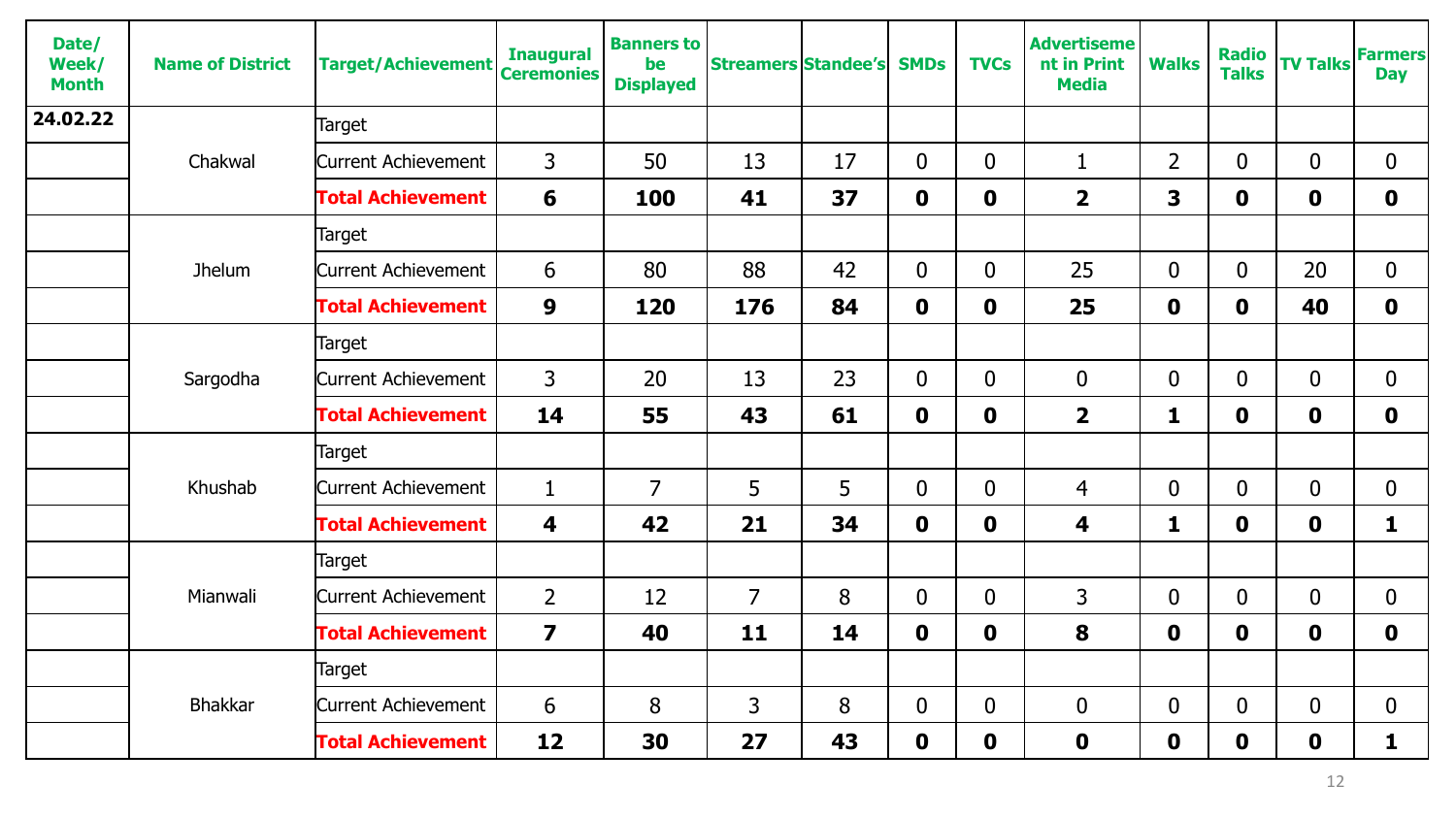| Date/ Week/ Month | Name of District | Target/Achievement | Inaugural Ceremonies | Banners to be Displayed | Streamers | Standee's | SMDs | TVCs | Advertisement in Print Media | Walks | Radio Talks | TV Talks | Farmers Day |
|---|---|---|---|---|---|---|---|---|---|---|---|---|---|
| **24.02.22** | Chakwal | Target | | | | | | | | | | | |
| | | Current Achievement | 3 | 50 | 13 | 17 | 0 | 0 | 1 | 2 | 0 | 0 | 0 |
| | | **Total Achievement** | **6** | **100** | **41** | **37** | **0** | **0** | **2** | **3** | **0** | **0** | **0** |
| | Jhelum | Target | | | | | | | | | | | |
| | | Current Achievement | 6 | 80 | 88 | 42 | 0 | 0 | 25 | 0 | 0 | 20 | 0 |
| | | **Total Achievement** | **9** | **120** | **176** | **84** | **0** | **0** | **25** | **0** | **0** | **40** | **0** |
| | Sargodha | Target | | | | | | | | | | | |
| | | Current Achievement | 3 | 20 | 13 | 23 | 0 | 0 | 0 | 0 | 0 | 0 | 0 |
| | | **Total Achievement** | **14** | **55** | **43** | **61** | **0** | **0** | **2** | **1** | **0** | **0** | **0** |
| | Khushab | Target | | | | | | | | | | | |
| | | Current Achievement | 1 | 7 | 5 | 5 | 0 | 0 | 4 | 0 | 0 | 0 | 0 |
| | | **Total Achievement** | **4** | **42** | **21** | **34** | **0** | **0** | **4** | **1** | **0** | **0** | **1** |
| | Mianwali | Target | | | | | | | | | | | |
| | | Current Achievement | 2 | 12 | 7 | 8 | 0 | 0 | 3 | 0 | 0 | 0 | 0 |
| | | **Total Achievement** | **7** | **40** | **11** | **14** | **0** | **0** | **8** | **0** | **0** | **0** | **0** |
| | Bhakkar | Target | | | | | | | | | | | |
| | | Current Achievement | 6 | 8 | 3 | 8 | 0 | 0 | 0 | 0 | 0 | 0 | 0 |
| | | **Total Achievement** | **12** | **30** | **27** | **43** | **0** | **0** | **0** | **0** | **0** | **0** | **1** |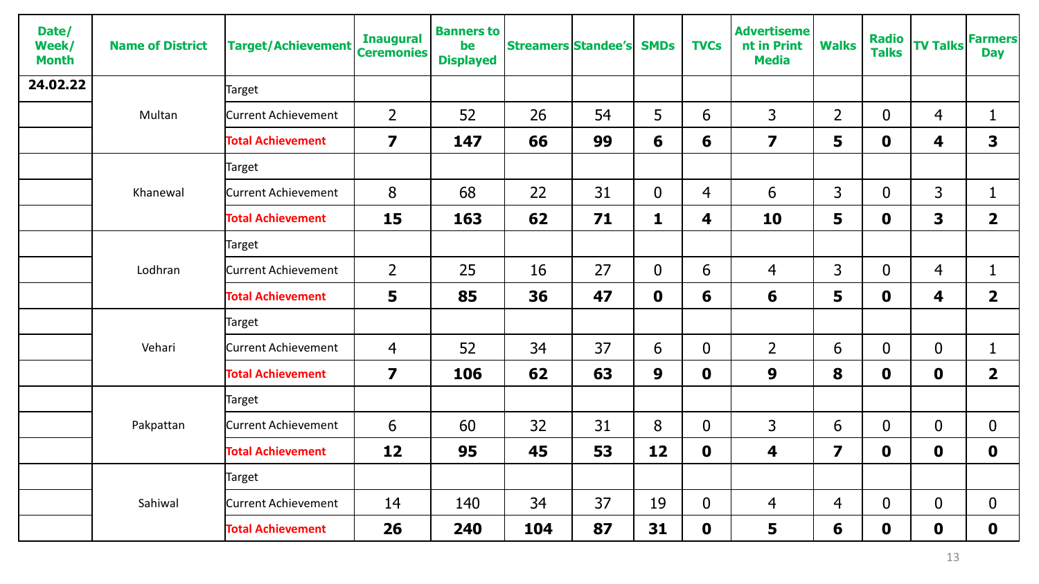| Date/ Week/ Month | Name of District | Target/Achievement | Inaugural Ceremonies | Banners to be Displayed | Streamers | Standee's | SMDs | TVCs | Advertisement in Print Media | Walks | Radio Talks | TV Talks | Farmers Day |
|---|---|---|---|---|---|---|---|---|---|---|---|---|---|
| 24.02.22 | Multan | Target | | | | | | | | | | | |
| | | Current Achievement | 2 | 52 | 26 | 54 | 5 | 6 | 3 | 2 | 0 | 4 | 1 |
| | | **Total Achievement** | **7** | **147** | **66** | **99** | **6** | **6** | **7** | **5** | **0** | **4** | **3** |
| | Khanewal | Target | | | | | | | | | | | |
| | | Current Achievement | 8 | 68 | 22 | 31 | 0 | 4 | 6 | 3 | 0 | 3 | 1 |
| | | **Total Achievement** | **15** | **163** | **62** | **71** | **1** | **4** | **10** | **5** | **0** | **3** | **2** |
| | Lodhran | Target | | | | | | | | | | | |
| | | Current Achievement | 2 | 25 | 16 | 27 | 0 | 6 | 4 | 3 | 0 | 4 | 1 |
| | | **Total Achievement** | **5** | **85** | **36** | **47** | **0** | **6** | **6** | **5** | **0** | **4** | **2** |
| | Vehari | Target | | | | | | | | | | | |
| | | Current Achievement | 4 | 52 | 34 | 37 | 6 | 0 | 2 | 6 | 0 | 0 | 1 |
| | | **Total Achievement** | **7** | **106** | **62** | **63** | **9** | **0** | **9** | **8** | **0** | **0** | **2** |
| | Pakpattan | Target | | | | | | | | | | | |
| | | Current Achievement | 6 | 60 | 32 | 31 | 8 | 0 | 3 | 6 | 0 | 0 | 0 |
| | | **Total Achievement** | **12** | **95** | **45** | **53** | **12** | **0** | **4** | **7** | **0** | **0** | **0** |
| | Sahiwal | Target | | | | | | | | | | | |
| | | Current Achievement | 14 | 140 | 34 | 37 | 19 | 0 | 4 | 4 | 0 | 0 | 0 |
| | | **Total Achievement** | **26** | **240** | **104** | **87** | **31** | **0** | **5** | **6** | **0** | **0** | **0** |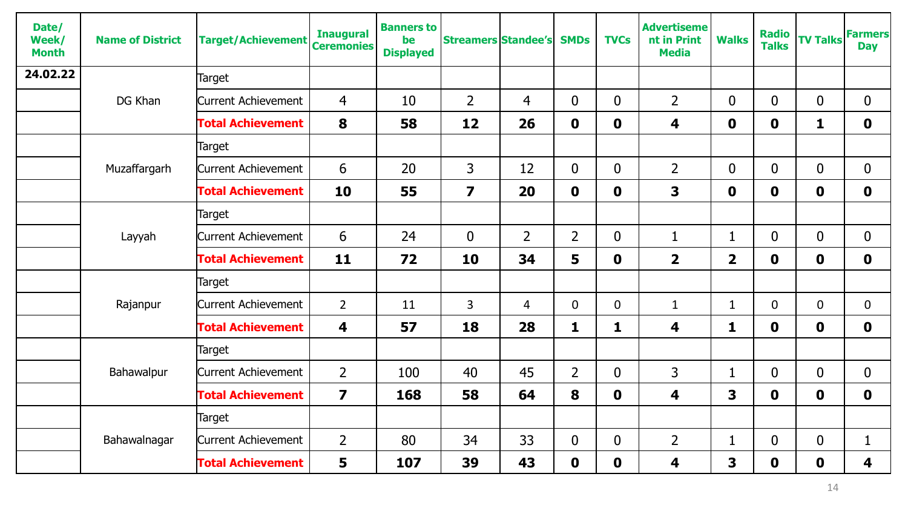| Date/ Week/ Month | Name of District | Target/Achievement | Inaugural Ceremonies | Banners to be Displayed | Streamers | Standee's | SMDs | TVCs | Advertisement in Print Media | Walks | Radio Talks | TV Talks | Farmers Day |
|---|---|---|---|---|---|---|---|---|---|---|---|---|---|
| **24.02.22** | DG Khan | Target | | | | | | | | | | | |
| | | Current Achievement | 4 | 10 | 2 | 4 | 0 | 0 | 2 | 0 | 0 | 0 | 0 |
| | | **Total Achievement** | **8** | **58** | **12** | **26** | **0** | **0** | **4** | **0** | **0** | **1** | **0** |
| | Muzaffargarh | Target | | | | | | | | | | | |
| | | Current Achievement | 6 | 20 | 3 | 12 | 0 | 0 | 2 | 0 | 0 | 0 | 0 |
| | | **Total Achievement** | **10** | **55** | **7** | **20** | **0** | **0** | **3** | **0** | **0** | **0** | **0** |
| | Layyah | Target | | | | | | | | | | | |
| | | Current Achievement | 6 | 24 | 0 | 2 | 2 | 0 | 1 | 1 | 0 | 0 | 0 |
| | | **Total Achievement** | **11** | **72** | **10** | **34** | **5** | **0** | **2** | **2** | **0** | **0** | **0** |
| | Rajanpur | Target | | | | | | | | | | | |
| | | Current Achievement | 2 | 11 | 3 | 4 | 0 | 0 | 1 | 1 | 0 | 0 | 0 |
| | | **Total Achievement** | **4** | **57** | **18** | **28** | **1** | **1** | **4** | **1** | **0** | **0** | **0** |
| | Bahawalpur | Target | | | | | | | | | | | |
| | | Current Achievement | 2 | 100 | 40 | 45 | 2 | 0 | 3 | 1 | 0 | 0 | 0 |
| | | **Total Achievement** | **7** | **168** | **58** | **64** | **8** | **0** | **4** | **3** | **0** | **0** | **0** |
| | Bahawalnagar | Target | | | | | | | | | | | |
| | | Current Achievement | 2 | 80 | 34 | 33 | 0 | 0 | 2 | 1 | 0 | 0 | 1 |
| | | **Total Achievement** | **5** | **107** | **39** | **43** | **0** | **0** | **4** | **3** | **0** | **0** | **4** |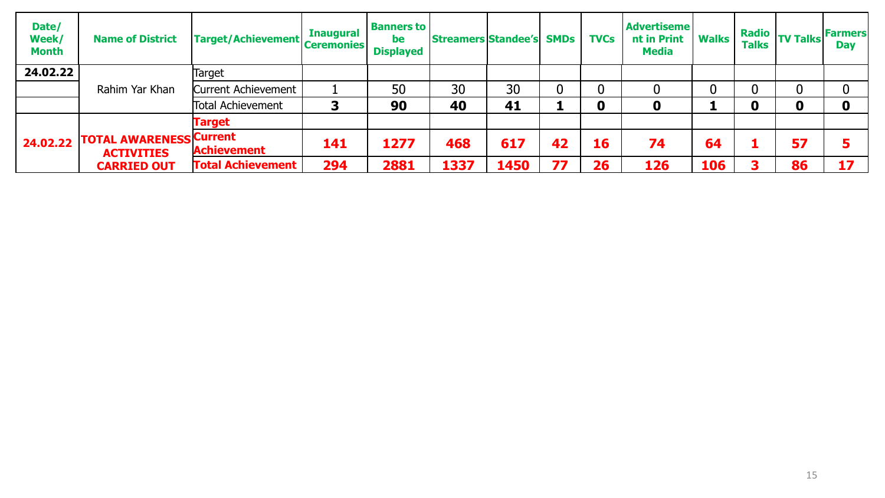| Date/ Week/ Month | Name of District | Target/Achievement | Inaugural Ceremonies | Banners to be Displayed | Streamers | Standee's | SMDs | TVCs | Advertisement in Print Media | Walks | Radio Talks | TV Talks | Farmers Day |
|---|---|---|---|---|---|---|---|---|---|---|---|---|---|
| **24.02.22** | Rahim Yar Khan | Target | | | | | | | | | | | |
| | | Current Achievement | 1 | 50 | 30 | 30 | 0 | 0 | 0 | 0 | 0 | 0 | 0 |
| | | Total Achievement | **3** | **90** | **40** | **41** | **1** | **0** | **0** | **1** | **0** | **0** | **0** |
| **24.02.22** | **TOTAL AWARENESS ACTIVITIES CARRIED OUT** | **Target** | | | | | | | | | | | |
| | | **Current Achievement** | **141** | **1277** | **468** | **617** | **42** | **16** | **74** | **64** | **1** | **57** | **5** |
| | | **Total Achievement** | **294** | **2881** | **1337** | **1450** | **77** | **26** | **126** | **106** | **3** | **86** | **17** |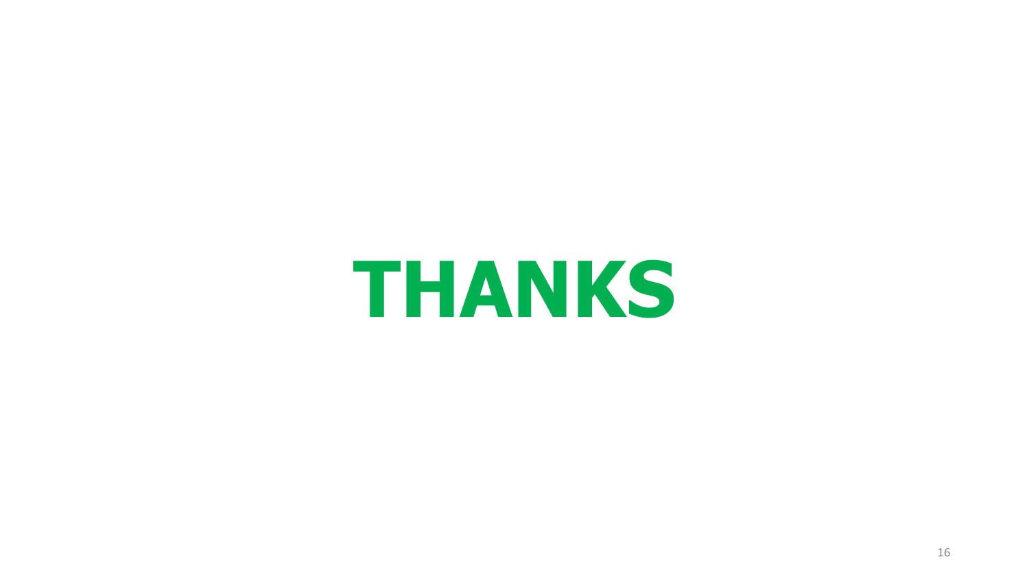# THANKS